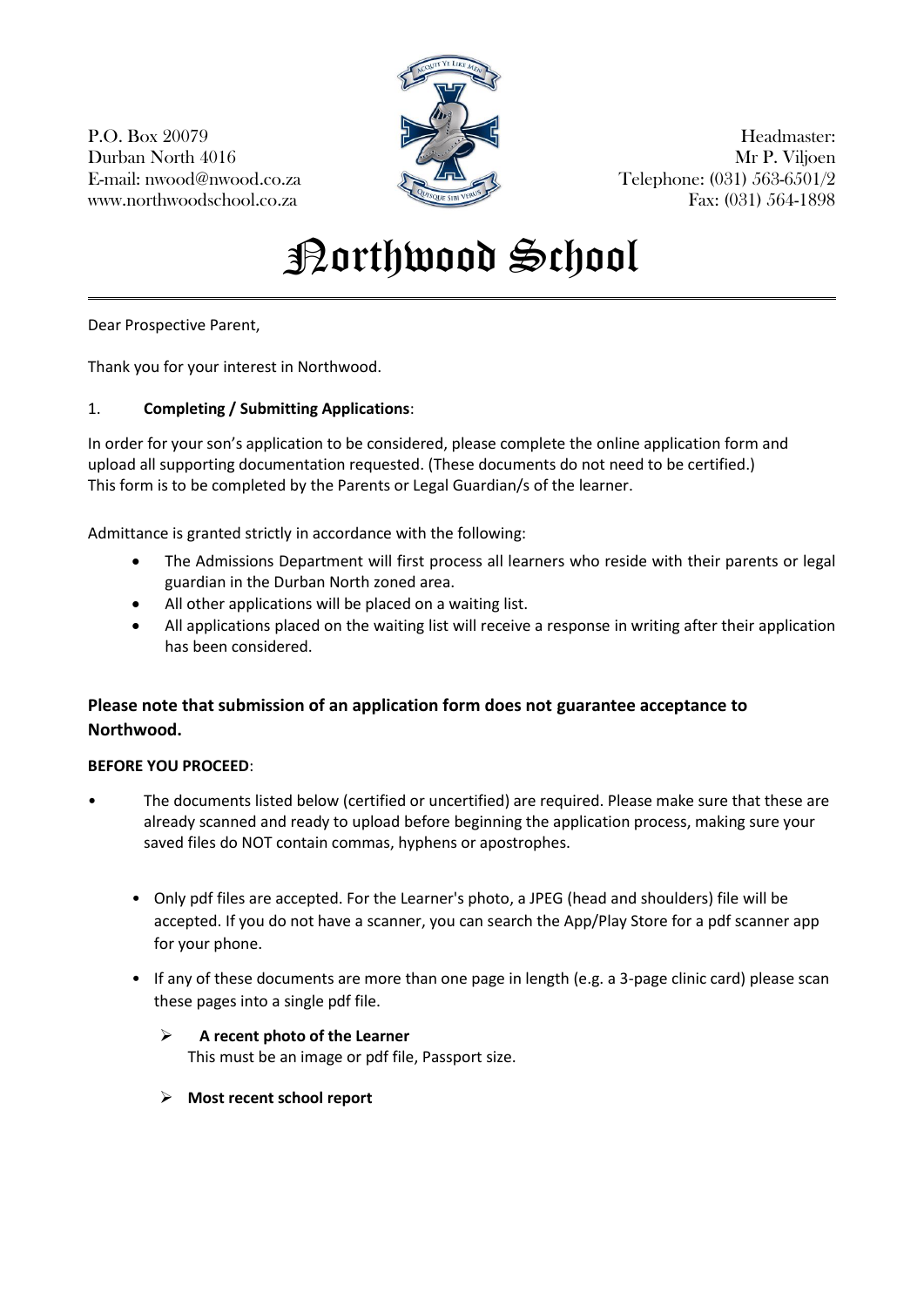P.O. Box 20079
Durban North 4016
E-mail: nwood@nwood.co.za
www.northwoodschool.co.za

Headmaster:
Mr P. Viljoen
Telephone: (031) 563-6501/2
Fax: (031) 564-1898

# Northwood School

---

Dear Prospective Parent,

Thank you for your interest in Northwood.

1. **Completing / Submitting Applications**:

In order for your son's application to be considered, please complete the online application form and upload all supporting documentation requested. (These documents do not need to be certified.)
This form is to be completed by the Parents or Legal Guardian/s of the learner.

Admittance is granted strictly in accordance with the following:

- The Admissions Department will first process all learners who reside with their parents or legal guardian in the Durban North zoned area.
- All other applications will be placed on a waiting list.
- All applications placed on the waiting list will receive a response in writing after their application has been considered.

### Please note that submission of an application form does not guarantee acceptance to Northwood.

**BEFORE YOU PROCEED**:

- The documents listed below (certified or uncertified) are required. Please make sure that these are already scanned and ready to upload before beginning the application process, making sure your saved files do NOT contain commas, hyphens or apostrophes.

  - Only pdf files are accepted. For the Learner's photo, a JPEG (head and shoulders) file will be accepted. If you do not have a scanner, you can search the App/Play Store for a pdf scanner app for your phone.
  - If any of these documents are more than one page in length (e.g. a 3-page clinic card) please scan these pages into a single pdf file.

    - **A recent photo of the Learner**
      This must be an image or pdf file, Passport size.
    - **Most recent school report**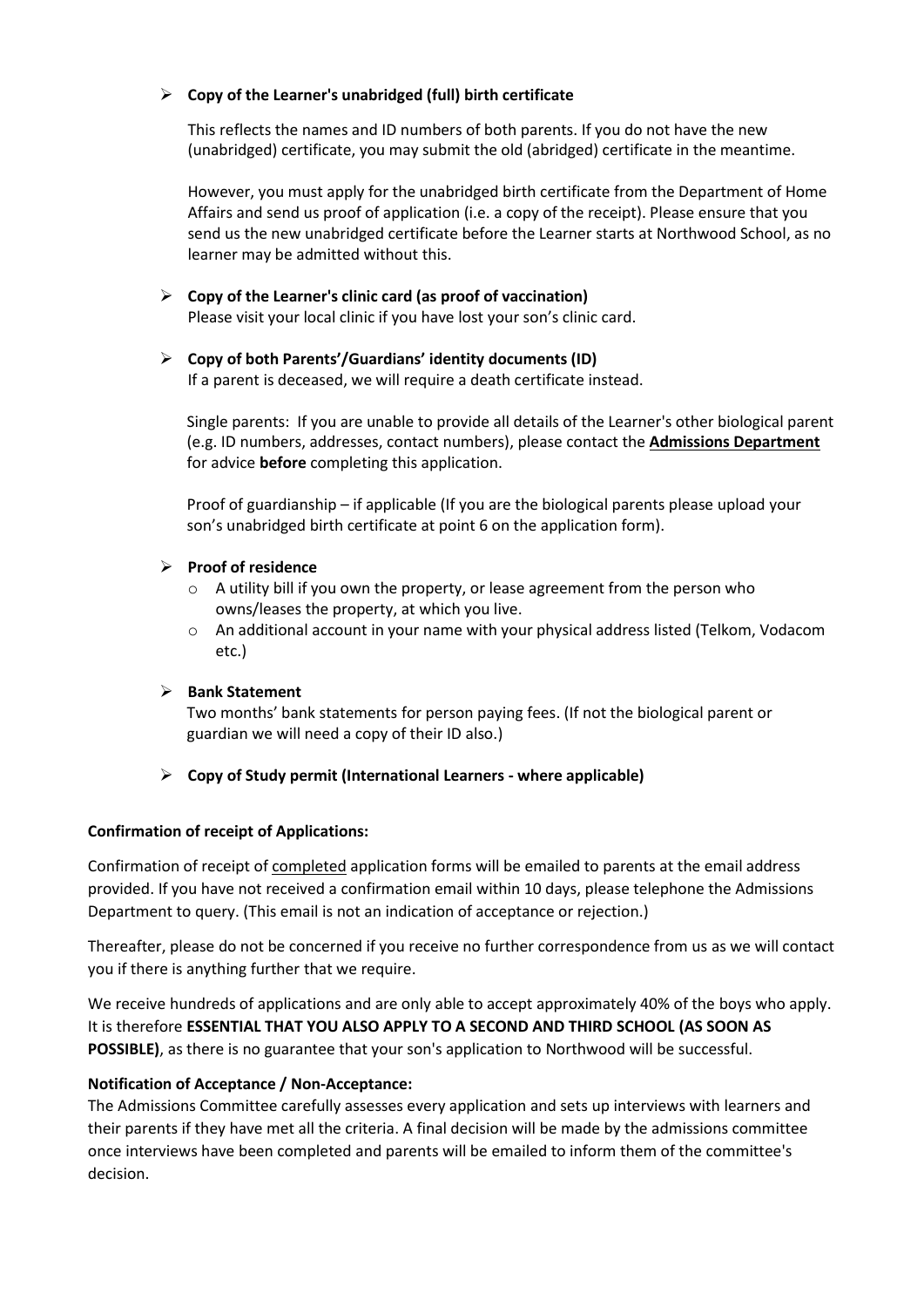- **Copy of the Learner's unabridged (full) birth certificate**

  This reflects the names and ID numbers of both parents. If you do not have the new (unabridged) certificate, you may submit the old (abridged) certificate in the meantime.

  However, you must apply for the unabridged birth certificate from the Department of Home Affairs and send us proof of application (i.e. a copy of the receipt). Please ensure that you send us the new unabridged certificate before the Learner starts at Northwood School, as no learner may be admitted without this.

- **Copy of the Learner's clinic card (as proof of vaccination)**
  Please visit your local clinic if you have lost your son's clinic card.

- **Copy of both Parents'/Guardians' identity documents (ID)**
  If a parent is deceased, we will require a death certificate instead.

  Single parents: If you are unable to provide all details of the Learner's other biological parent (e.g. ID numbers, addresses, contact numbers), please contact the **Admissions Department** for advice **before** completing this application.

  Proof of guardianship – if applicable (If you are the biological parents please upload your son's unabridged birth certificate at point 6 on the application form).

- **Proof of residence**
  - A utility bill if you own the property, or lease agreement from the person who owns/leases the property, at which you live.
  - An additional account in your name with your physical address listed (Telkom, Vodacom etc.)

- **Bank Statement**
  Two months' bank statements for person paying fees. (If not the biological parent or guardian we will need a copy of their ID also.)

- **Copy of Study permit (International Learners - where applicable)**

**Confirmation of receipt of Applications:**

Confirmation of receipt of completed application forms will be emailed to parents at the email address provided. If you have not received a confirmation email within 10 days, please telephone the Admissions Department to query. (This email is not an indication of acceptance or rejection.)

Thereafter, please do not be concerned if you receive no further correspondence from us as we will contact you if there is anything further that we require.

We receive hundreds of applications and are only able to accept approximately 40% of the boys who apply. It is therefore **ESSENTIAL THAT YOU ALSO APPLY TO A SECOND AND THIRD SCHOOL (AS SOON AS POSSIBLE)**, as there is no guarantee that your son's application to Northwood will be successful.

**Notification of Acceptance / Non-Acceptance:**
The Admissions Committee carefully assesses every application and sets up interviews with learners and their parents if they have met all the criteria. A final decision will be made by the admissions committee once interviews have been completed and parents will be emailed to inform them of the committee's decision.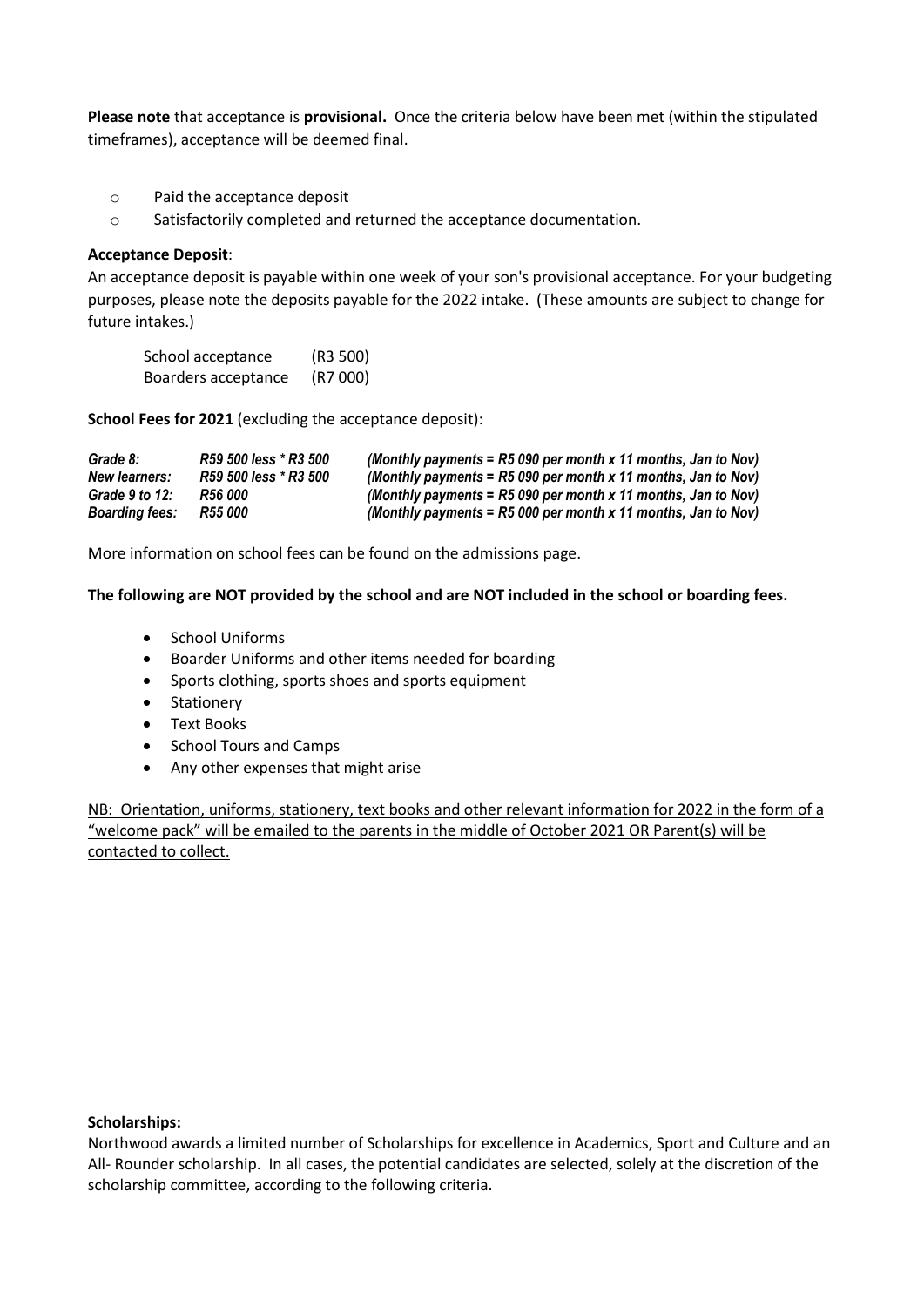**Please note** that acceptance is **provisional.** Once the criteria below have been met (within the stipulated timeframes), acceptance will be deemed final.

- Paid the acceptance deposit
- Satisfactorily completed and returned the acceptance documentation.

**Acceptance Deposit**:
An acceptance deposit is payable within one week of your son's provisional acceptance. For your budgeting purposes, please note the deposits payable for the 2022 intake. (These amounts are subject to change for future intakes.)

| | |
|---|---|
| School acceptance | (R3 500) |
| Boarders acceptance | (R7 000) |

**School Fees for 2021** (excluding the acceptance deposit):

| | | |
|---|---|---|
| *Grade 8:* | *R59 500 less * R3 500* | *(Monthly payments = R5 090 per month x 11 months, Jan to Nov)* |
| *New learners:* | *R59 500 less * R3 500* | *(Monthly payments = R5 090 per month x 11 months, Jan to Nov)* |
| *Grade 9 to 12:* | *R56 000* | *(Monthly payments = R5 090 per month x 11 months, Jan to Nov)* |
| *Boarding fees:* | *R55 000* | *(Monthly payments = R5 000 per month x 11 months, Jan to Nov)* |

More information on school fees can be found on the admissions page.

**The following are NOT provided by the school and are NOT included in the school or boarding fees.**

- School Uniforms
- Boarder Uniforms and other items needed for boarding
- Sports clothing, sports shoes and sports equipment
- Stationery
- Text Books
- School Tours and Camps
- Any other expenses that might arise

NB: Orientation, uniforms, stationery, text books and other relevant information for 2022 in the form of a "welcome pack" will be emailed to the parents in the middle of October 2021 OR Parent(s) will be contacted to collect.

**Scholarships:**
Northwood awards a limited number of Scholarships for excellence in Academics, Sport and Culture and an All- Rounder scholarship. In all cases, the potential candidates are selected, solely at the discretion of the scholarship committee, according to the following criteria.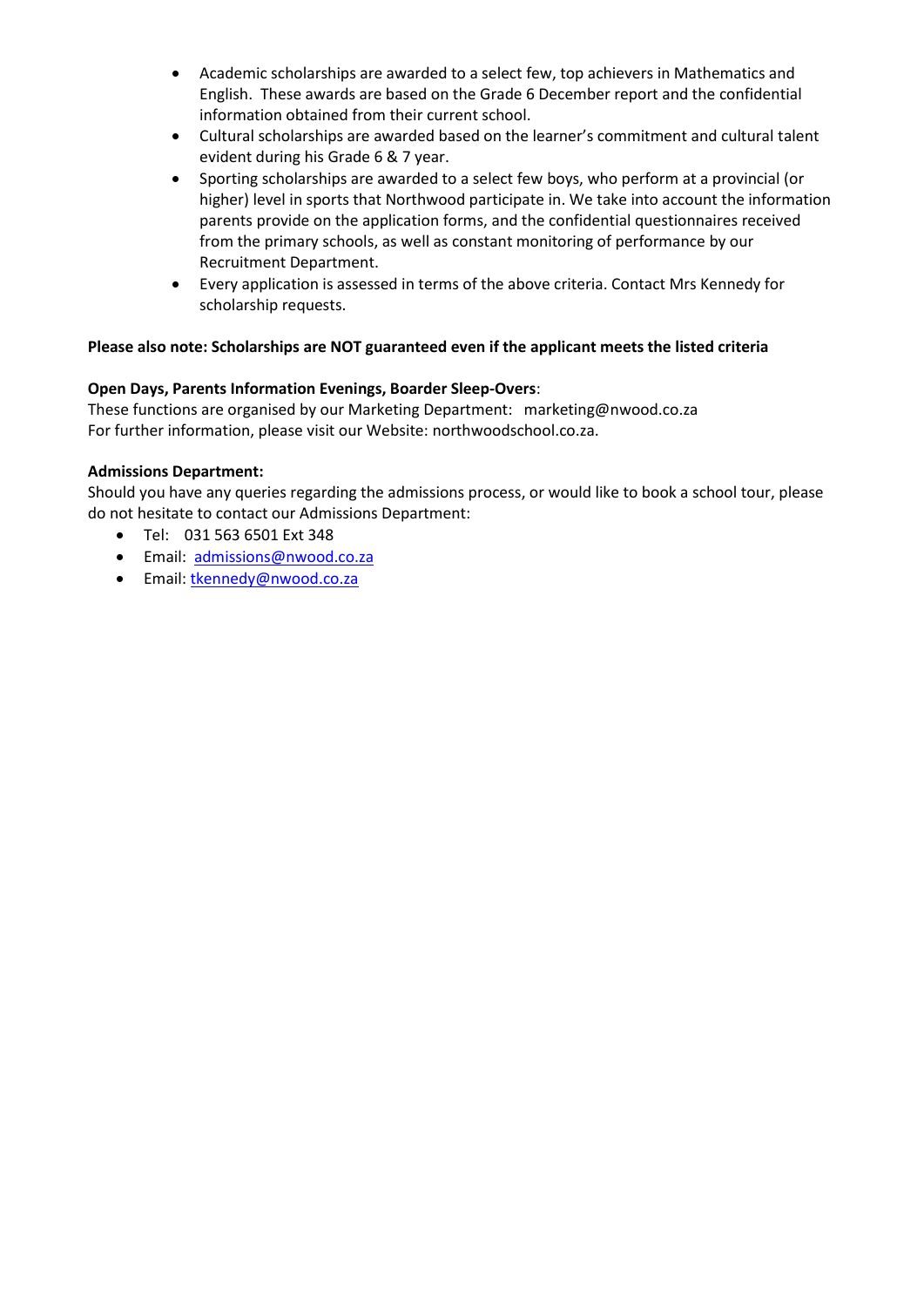- Academic scholarships are awarded to a select few, top achievers in Mathematics and English. These awards are based on the Grade 6 December report and the confidential information obtained from their current school.
- Cultural scholarships are awarded based on the learner's commitment and cultural talent evident during his Grade 6 & 7 year.
- Sporting scholarships are awarded to a select few boys, who perform at a provincial (or higher) level in sports that Northwood participate in. We take into account the information parents provide on the application forms, and the confidential questionnaires received from the primary schools, as well as constant monitoring of performance by our Recruitment Department.
- Every application is assessed in terms of the above criteria. Contact Mrs Kennedy for scholarship requests.

**Please also note: Scholarships are NOT guaranteed even if the applicant meets the listed criteria**

**Open Days, Parents Information Evenings, Boarder Sleep-Overs**:
These functions are organised by our Marketing Department: marketing@nwood.co.za
For further information, please visit our Website: northwoodschool.co.za.

**Admissions Department:**
Should you have any queries regarding the admissions process, or would like to book a school tour, please do not hesitate to contact our Admissions Department:

- Tel: 031 563 6501 Ext 348
- Email: admissions@nwood.co.za
- Email: tkennedy@nwood.co.za